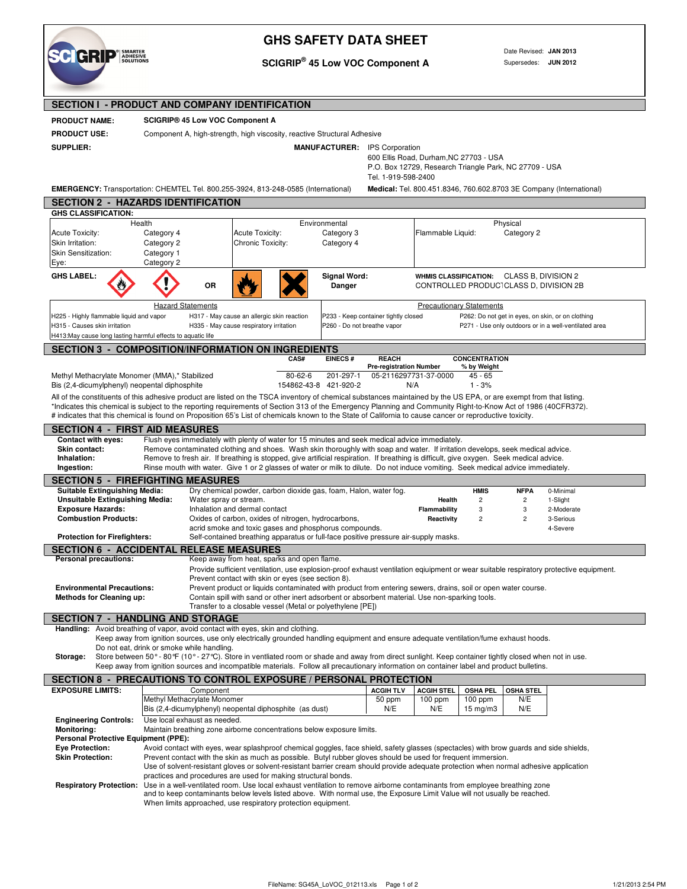# GHS SAFETY DATA SHEET

**SCIGRIP® 45 Low VOC Component A**

Date Revised: **JAN 2013**
Supersedes: **JUN 2012**

## SECTION I - PRODUCT AND COMPANY IDENTIFICATION

**PRODUCT NAME:** **SCIGRIP® 45 Low VOC Component A**

**PRODUCT USE:** Component A, high-strength, high viscosity, reactive Structural Adhesive

**SUPPLIER:**

**MANUFACTURER:** IPS Corporation
600 Ellis Road, Durham,NC 27703 - USA
P.O. Box 12729, Research Triangle Park, NC 27709 - USA
Tel. 1-919-598-2400

**EMERGENCY:** Transportation: CHEMTEL Tel. 800.255-3924, 813-248-0585 (International) **Medical:** Tel. 800.451.8346, 760.602.8703 3E Company (International)

## SECTION 2 - HAZARDS IDENTIFICATION

**GHS CLASSIFICATION:**

| Health | | Environmental | | Physical | |
|---|---|---|---|---|---|
| Acute Toxicity: | Category 4 | Acute Toxicity: | Category 3 | Flammable Liquid: | Category 2 |
| Skin Irritation: | Category 2 | Chronic Toxicity: | Category 4 | | |
| Skin Sensitization: | Category 1 | | | | |
| Eye: | Category 2 | | | | |

**GHS LABEL:** OR

**Signal Word:** **Danger**

**WHMIS CLASSIFICATION:** CLASS B, DIVISION 2
CONTROLLED PRODUCT CLASS D, DIVISION 2B

| Hazard Statements | | Precautionary Statements | |
|---|---|---|---|
| H225 - Highly flammable liquid and vapor | H317 - May cause an allergic skin reaction | P233 - Keep container tightly closed | P262: Do not get in eyes, on skin, or on clothing |
| H315 - Causes skin irritation | H335 - May cause respiratory irritation | P260 - Do not breathe vapor | P271 - Use only outdoors or in a well-ventilated area |
| H413:May cause long lasting harmful effects to aquatic life | | | |

## SECTION 3 - COMPOSITION/INFORMATION ON INGREDIENTS

| | CAS# | EINECS # | REACH Pre-registration Number | CONCENTRATION % by Weight |
|---|---|---|---|---|
| Methyl Methacrylate Monomer (MMA),* Stabilized | 80-62-6 | 201-297-1 | 05-2116297731-37-0000 | 45 - 65 |
| Bis (2,4-dicumylphenyl) neopental diphosphite | 154862-43-8 | 421-920-2 | N/A | 1 - 3% |

All of the constituents of this adhesive product are listed on the TSCA inventory of chemical substances maintained by the US EPA, or are exempt from that listing.
*Indicates this chemical is subject to the reporting requirements of Section 313 of the Emergency Planning and Community Right-to-Know Act of 1986 (40CFR372).
# indicates that this chemical is found on Proposition 65's List of chemicals known to the State of California to cause cancer or reproductive toxicity.

## SECTION 4 - FIRST AID MEASURES

**Contact with eyes:** Flush eyes immediately with plenty of water for 15 minutes and seek medical advice immediately.
**Skin contact:** Remove contaminated clothing and shoes. Wash skin thoroughly with soap and water. If irritation develops, seek medical advice.
**Inhalation:** Remove to fresh air. If breathing is stopped, give artificial respiration. If breathing is difficult, give oxygen. Seek medical advice.
**Ingestion:** Rinse mouth with water. Give 1 or 2 glasses of water or milk to dilute. Do not induce vomiting. Seek medical advice immediately.

## SECTION 5 - FIREFIGHTING MEASURES

**Suitable Extinguishing Media:** Dry chemical powder, carbon dioxide gas, foam, Halon, water fog.
**Unsuitable Extinguishing Media:** Water spray or stream.
**Exposure Hazards:** Inhalation and dermal contact
**Combustion Products:** Oxides of carbon, oxides of nitrogen, hydrocarbons, acrid smoke and toxic gases and phosphorus compounds.
**Protection for Firefighters:** Self-contained breathing apparatus or full-face positive pressure air-supply masks.

| | HMIS | NFPA | |
|---|---|---|---|
| | | | 0-Minimal |
| Health | 2 | 2 | 1-Slight |
| Flammability | 3 | 3 | 2-Moderate |
| Reactivity | 2 | 2 | 3-Serious |
| | | | 4-Severe |

## SECTION 6 - ACCIDENTAL RELEASE MEASURES

**Personal precautions:** Keep away from heat, sparks and open flame.
Provide sufficient ventilation, use explosion-proof exhaust ventilation eqiuipment or wear suitable respiratory protective equipment.
Prevent contact with skin or eyes (see section 8).
**Environmental Precautions:** Prevent product or liquids contaminated with product from entering sewers, drains, soil or open water course.
**Methods for Cleaning up:** Contain spill with sand or other inert adsorbent or absorbent material. Use non-sparking tools.
Transfer to a closable vessel (Metal or polyethylene [PE])

## SECTION 7 - HANDLING AND STORAGE

**Handling:** Avoid breathing of vapor, avoid contact with eyes, skin and clothing.
Keep away from ignition sources, use only electrically grounded handling equipment and ensure adequate ventilation/fume exhaust hoods.
Do not eat, drink or smoke while handling.
**Storage:** Store between 50°- 80°F (10°- 27°C). Store in ventliated room or shade and away from direct sunlight. Keep container tightly closed when not in use.
Keep away from ignition sources and incompatible materials. Follow all precautionary information on container label and product bulletins.

## SECTION 8 - PRECAUTIONS TO CONTROL EXPOSURE / PERSONAL PROTECTION

**EXPOSURE LIMITS:**

| Component | ACGIH TLV | ACGIH STEL | OSHA PEL | OSHA STEL |
|---|---|---|---|---|
| Methyl Methacrylate Monomer | 50 ppm | 100 ppm | 100 ppm | N/E |
| Bis (2,4-dicumylphenyl) neopental diphosphite (as dust) | N/E | N/E | 15 mg/m3 | N/E |

**Engineering Controls:** Use local exhaust as needed.
**Monitoring:** Maintain breathing zone airborne concentrations below exposure limits.
**Personal Protective Equipment (PPE):**
**Eye Protection:** Avoid contact with eyes, wear splashproof chemical goggles, face shield, safety glasses (spectacles) with brow guards and side shields,
**Skin Protection:** Prevent contact with the skin as much as possible. Butyl rubber gloves should be used for frequent immersion.
Use of solvent-resistant gloves or solvent-resistant barrier cream should provide adequate protection when normal adhesive application practices and procedures are used for making structural bonds.
**Respiratory Protection:** Use in a well-ventilated room. Use local exhaust ventilation to remove airborne contaminants from employee breathing zone and to keep contaminants below levels listed above. With normal use, the Exposure Limit Value will not usually be reached.
When limits approached, use respiratory protection equipment.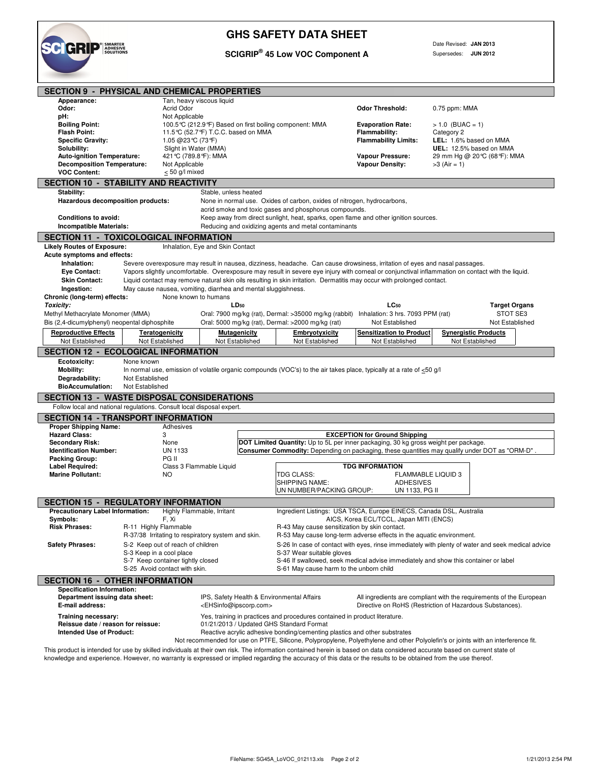# GHS SAFETY DATA SHEET

## SCIGRIP® 45 Low VOC Component A

Date Revised: **JAN 2013**
Supersedes: **JUN 2012**

## SECTION 9 - PHYSICAL AND CHEMICAL PROPERTIES

| | | | |
|---|---|---|---|
| **Appearance:** | Tan, heavy viscous liquid | | |
| **Odor:** | Acrid Odor | **Odor Threshold:** | 0.75 ppm: MMA |
| **pH:** | Not Applicable | | |
| **Boiling Point:** | 100.5°C (212.9°F) Based on first boiling component: MMA | **Evaporation Rate:** | > 1.0 (BUAC = 1) |
| **Flash Point:** | 11.5°C (52.7°F) T.C.C. based on MMA | **Flammability:** | Category 2 |
| **Specific Gravity:** | 1.05 @23°C (73°F) | **Flammability Limits:** | **LEL:** 1.6% based on MMA |
| **Solubility:** | Slight in Water (MMA) | | **UEL:** 12.5% based on MMA |
| **Auto-ignition Temperature:** | 421°C (789.8°F): MMA | **Vapour Pressure:** | 29 mm Hg @ 20°C (68°F): MMA |
| **Decomposition Temperature:** | Not Applicable | **Vapour Density:** | >3 (Air = 1) |
| **VOC Content:** | ≤ 50 g/l mixed | | |

## SECTION 10 - STABILITY AND REACTIVITY

**Stability:** Stable, unless heated

**Hazardous decomposition products:** None in normal use. Oxides of carbon, oxides of nitrogen, hydrocarbons, acrid smoke and toxic gases and phosphorus compounds.

**Conditions to avoid:** Keep away from direct sunlight, heat, sparks, open flame and other ignition sources.

**Incompatible Materials:** Reducing and oxidizing agents and metal contaminants

## SECTION 11 - TOXICOLOGICAL INFORMATION

**Likely Routes of Exposure:** Inhalation, Eye and Skin Contact

**Acute symptoms and effects:**

- **Inhalation:** Severe overexposure may result in nausea, dizziness, headache. Can cause drowsiness, irritation of eyes and nasal passages.
- **Eye Contact:** Vapors slightly uncomfortable. Overexposure may result in severe eye injury with corneal or conjunctival inflammation on contact with the liquid.
- **Skin Contact:** Liquid contact may remove natural skin oils resulting in skin irritation. Dermatitis may occur with prolonged contact.
- **Ingestion:** May cause nausea, vomiting, diarrhea and mental sluggishness.

**Chronic (long-term) effects:** None known to humans

| *Toxicity:* | $LD_{50}$ | $LC_{50}$ | Target Organs |
|---|---|---|---|
| Methyl Methacrylate Monomer (MMA) | Oral: 7900 mg/kg (rat), Dermal: >35000 mg/kg (rabbit) | Inhalation: 3 hrs. 7093 PPM (rat) | STOT SE3 |
| Bis (2,4-dicumylphenyl) neopental diphosphite | Oral: 5000 mg/kg (rat), Dermal: >2000 mg/kg (rat) | Not Established | Not Established |

| Reproductive Effects | Teratogenicity | Mutagenicity | Embryotyxicity | Sensitization to Product | Synergistic Products |
|---|---|---|---|---|---|
| Not Established | Not Established | Not Established | Not Established | Not Established | Not Established |

## SECTION 12 - ECOLOGICAL INFORMATION

**Ecotoxicity:** None known

**Mobility:** In normal use, emission of volatile organic compounds (VOC's) to the air takes place, typically at a rate of ≤50 g/l

**Degradability:** Not Established

**BioAccumulation:** Not Established

## SECTION 13 - WASTE DISPOSAL CONSIDERATIONS

Follow local and national regulations. Consult local disposal expert.

## SECTION 14 - TRANSPORT INFORMATION

| | |
|---|---|
| **Proper Shipping Name:** | Adhesives |
| **Hazard Class:** | 3 |
| **Secondary Risk:** | None |
| **Identification Number:** | UN 1133 |
| **Packing Group:** | PG II |
| **Label Required:** | Class 3 Flammable Liquid |
| **Marine Pollutant:** | NO |

**EXCEPTION for Ground Shipping**

**DOT Limited Quantity:** Up to 5L per inner packaging, 30 kg gross weight per package.

**Consumer Commodity:** Depending on packaging, these quantities may qualify under DOT as "ORM-D".

| TDG INFORMATION | |
|---|---|
| TDG CLASS: | FLAMMABLE LIQUID 3 |
| SHIPPING NAME: | ADHESIVES |
| UN NUMBER/PACKING GROUP: | UN 1133, PG II |

## SECTION 15 - REGULATORY INFORMATION

**Precautionary Label Information:** Highly Flammable, Irritant

**Symbols:** F, Xi

Ingredient Listings: USA TSCA, Europe EINECS, Canada DSL, Australia AICS, Korea ECL/TCCL, Japan MITI (ENCS)

**Risk Phrases:**
- R-11 Highly Flammable
- R-37/38 Irritating to respiratory system and skin.
- R-43 May cause sensitization by skin contact.
- R-53 May cause long-term adverse effects in the aquatic environment.

**Safety Phrases:**
- S-2 Keep out of reach of children
- S-3 Keep in a cool place
- S-7 Keep container tightly closed
- S-25 Avoid contact with skin.
- S-26 In case of contact with eyes, rinse immediately with plenty of water and seek medical advice
- S-37 Wear suitable gloves
- S-46 If swallowed, seek medical advise immediately and show this container or label
- S-61 May cause harm to the unborn child

## SECTION 16 - OTHER INFORMATION

**Specification Information:**

**Department issuing data sheet:** IPS, Safety Health & Environmental Affairs

**E-mail address:** <EHSinfo@ipscorp.com>

All ingredients are compliant with the requirements of the European Directive on RoHS (Restriction of Hazardous Substances).

**Training necessary:** Yes, training in practices and procedures contained in product literature.

**Reissue date / reason for reissue:** 01/21/2013 / Updated GHS Standard Format

**Intended Use of Product:** Reactive acrylic adhesive bonding/cementing plastics and other substrates

Not recommended for use on PTFE, Silicone, Polypropylene, Polyethylene and other Polyolefin's or joints with an interference fit.

This product is intended for use by skilled individuals at their own risk. The information contained herein is based on data considered accurate based on current state of knowledge and experience. However, no warranty is expressed or implied regarding the accuracy of this data or the results to be obtained from the use thereof.

FileName: SG45A_LoVOC_012113.xls    1/21/2013 2:54 PM